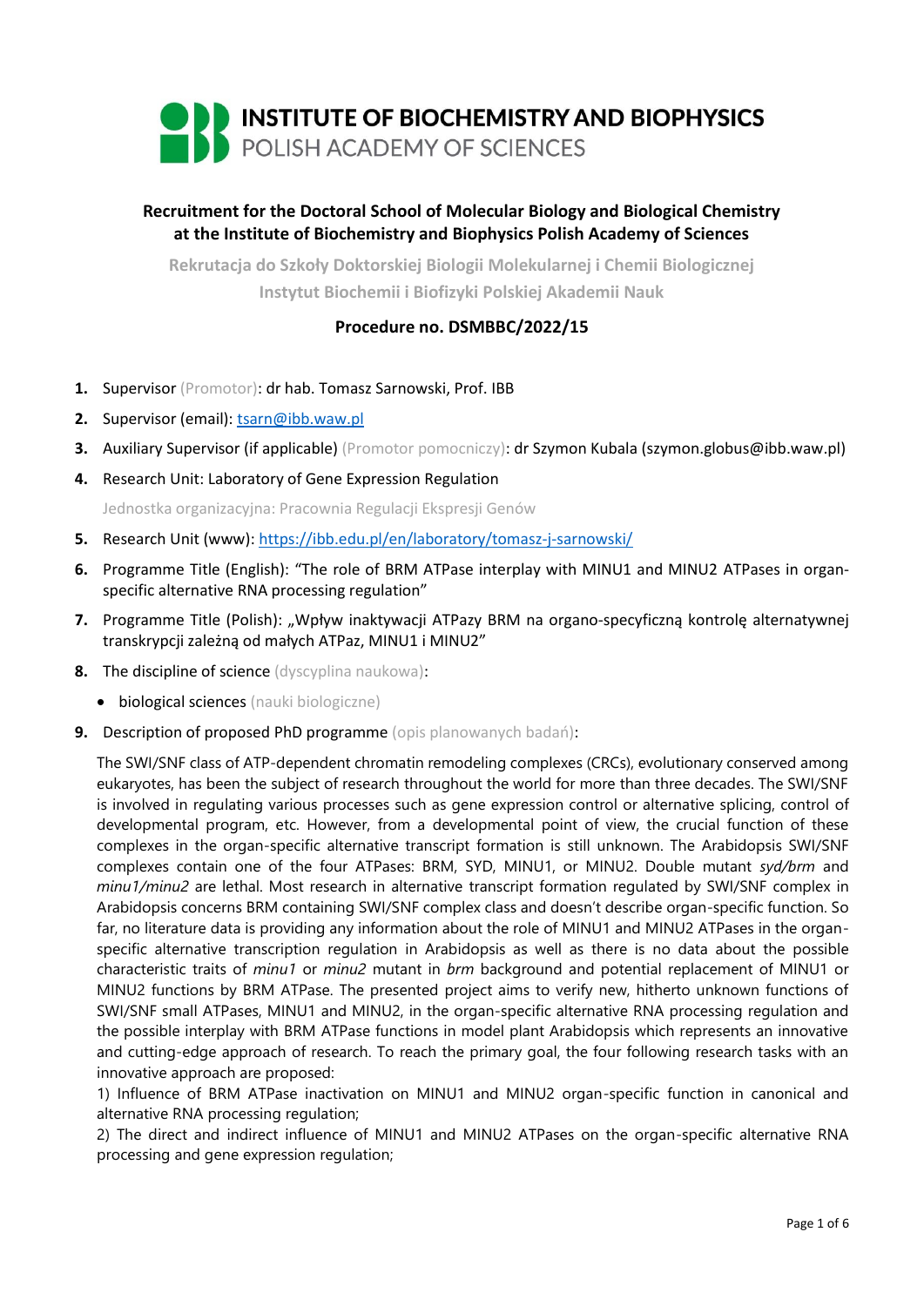# INSTITUTE OF BIOCHEMISTRY AND BIOPHYSICS
POLISH ACADEMY OF SCIENCES

**Recruitment for the Doctoral School of Molecular Biology and Biological Chemistry at the Institute of Biochemistry and Biophysics Polish Academy of Sciences**

**Rekrutacja do Szkoły Doktorskiej Biologii Molekularnej i Chemii Biologicznej Instytut Biochemii i Biofizyki Polskiej Akademii Nauk**

**Procedure no. DSMBBC/2022/15**

1. **Supervisor** (Promotor): dr hab. Tomasz Sarnowski, Prof. IBB
2. **Supervisor (email):** tsarn@ibb.waw.pl
3. **Auxiliary Supervisor (if applicable)** (Promotor pomocniczy): dr Szymon Kubala (szymon.globus@ibb.waw.pl)
4. **Research Unit:** Laboratory of Gene Expression Regulation

   Jednostka organizacyjna: Pracownia Regulacji Ekspresji Genów
5. **Research Unit (www):** https://ibb.edu.pl/en/laboratory/tomasz-j-sarnowski/
6. **Programme Title (English):** "The role of BRM ATPase interplay with MINU1 and MINU2 ATPases in organ-specific alternative RNA processing regulation"
7. **Programme Title (Polish):** „Wpływ inaktywacji ATPazy BRM na organo-specyficzną kontrolę alternatywnej transkrypcji zależną od małych ATPaz, MINU1 i MINU2"
8. **The discipline of science** (dyscyplina naukowa):
   - biological sciences (nauki biologiczne)
9. **Description of proposed PhD programme** (opis planowanych badań):

The SWI/SNF class of ATP-dependent chromatin remodeling complexes (CRCs), evolutionary conserved among eukaryotes, has been the subject of research throughout the world for more than three decades. The SWI/SNF is involved in regulating various processes such as gene expression control or alternative splicing, control of developmental program, etc. However, from a developmental point of view, the crucial function of these complexes in the organ-specific alternative transcript formation is still unknown. The Arabidopsis SWI/SNF complexes contain one of the four ATPases: BRM, SYD, MINU1, or MINU2. Double mutant *syd/brm* and *minu1/minu2* are lethal. Most research in alternative transcript formation regulated by SWI/SNF complex in Arabidopsis concerns BRM containing SWI/SNF complex class and doesn't describe organ-specific function. So far, no literature data is providing any information about the role of MINU1 and MINU2 ATPases in the organ-specific alternative transcription regulation in Arabidopsis as well as there is no data about the possible characteristic traits of *minu1* or *minu2* mutant in *brm* background and potential replacement of MINU1 or MINU2 functions by BRM ATPase. The presented project aims to verify new, hitherto unknown functions of SWI/SNF small ATPases, MINU1 and MINU2, in the organ-specific alternative RNA processing regulation and the possible interplay with BRM ATPase functions in model plant Arabidopsis which represents an innovative and cutting-edge approach of research. To reach the primary goal, the four following research tasks with an innovative approach are proposed:

1) Influence of BRM ATPase inactivation on MINU1 and MINU2 organ-specific function in canonical and alternative RNA processing regulation;

2) The direct and indirect influence of MINU1 and MINU2 ATPases on the organ-specific alternative RNA processing and gene expression regulation;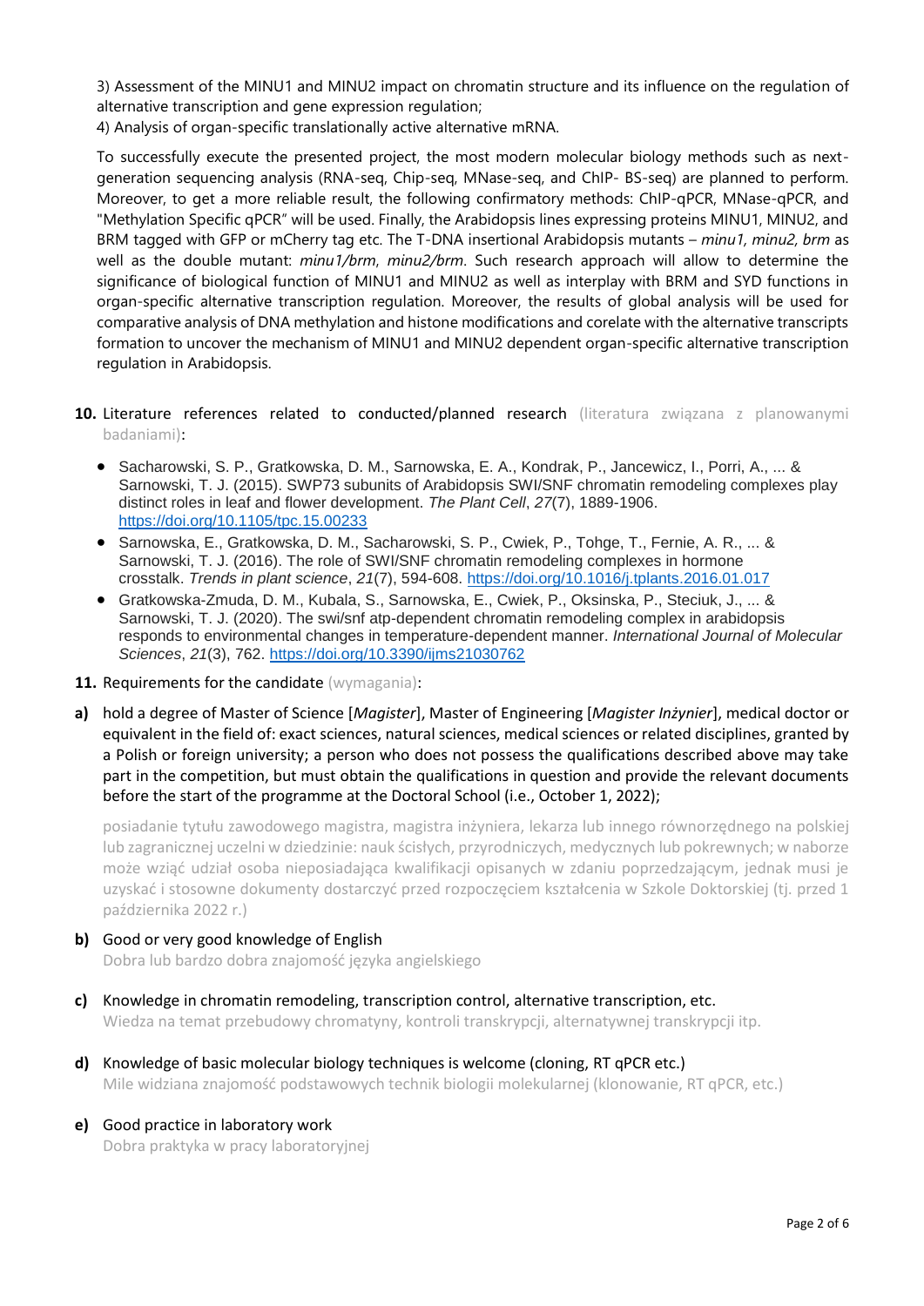3) Assessment of the MINU1 and MINU2 impact on chromatin structure and its influence on the regulation of alternative transcription and gene expression regulation;

4) Analysis of organ-specific translationally active alternative mRNA.

To successfully execute the presented project, the most modern molecular biology methods such as next-generation sequencing analysis (RNA-seq, Chip-seq, MNase-seq, and ChIP- BS-seq) are planned to perform. Moreover, to get a more reliable result, the following confirmatory methods: ChIP-qPCR, MNase-qPCR, and "Methylation Specific qPCR" will be used. Finally, the Arabidopsis lines expressing proteins MINU1, MINU2, and BRM tagged with GFP or mCherry tag etc. The T-DNA insertional Arabidopsis mutants – *minu1, minu2, brm* as well as the double mutant: *minu1/brm*, *minu2/brm*. Such research approach will allow to determine the significance of biological function of MINU1 and MINU2 as well as interplay with BRM and SYD functions in organ-specific alternative transcription regulation. Moreover, the results of global analysis will be used for comparative analysis of DNA methylation and histone modifications and corelate with the alternative transcripts formation to uncover the mechanism of MINU1 and MINU2 dependent organ-specific alternative transcription regulation in Arabidopsis.

**10.** Literature references related to conducted/planned research (literatura związana z planowanymi badaniami):

- Sacharowski, S. P., Gratkowska, D. M., Sarnowska, E. A., Kondrak, P., Jancewicz, I., Porri, A., ... & Sarnowski, T. J. (2015). SWP73 subunits of Arabidopsis SWI/SNF chromatin remodeling complexes play distinct roles in leaf and flower development. *The Plant Cell*, *27*(7), 1889-1906. https://doi.org/10.1105/tpc.15.00233
- Sarnowska, E., Gratkowska, D. M., Sacharowski, S. P., Cwiek, P., Tohge, T., Fernie, A. R., ... & Sarnowski, T. J. (2016). The role of SWI/SNF chromatin remodeling complexes in hormone crosstalk. *Trends in plant science*, *21*(7), 594-608. https://doi.org/10.1016/j.tplants.2016.01.017
- Gratkowska-Zmuda, D. M., Kubala, S., Sarnowska, E., Cwiek, P., Oksinska, P., Steciuk, J., ... & Sarnowski, T. J. (2020). The swi/snf atp-dependent chromatin remodeling complex in arabidopsis responds to environmental changes in temperature-dependent manner. *International Journal of Molecular Sciences*, *21*(3), 762. https://doi.org/10.3390/ijms21030762

**11.** Requirements for the candidate (wymagania):

**a)** hold a degree of Master of Science [*Magister*], Master of Engineering [*Magister Inżynier*], medical doctor or equivalent in the field of: exact sciences, natural sciences, medical sciences or related disciplines, granted by a Polish or foreign university; a person who does not possess the qualifications described above may take part in the competition, but must obtain the qualifications in question and provide the relevant documents before the start of the programme at the Doctoral School (i.e., October 1, 2022);

posiadanie tytułu zawodowego magistra, magistra inżyniera, lekarza lub innego równorzędnego na polskiej lub zagranicznej uczelni w dziedzinie: nauk ścisłych, przyrodniczych, medycznych lub pokrewnych; w naborze może wziąć udział osoba nieposiadająca kwalifikacji opisanych w zdaniu poprzedzającym, jednak musi je uzyskać i stosowne dokumenty dostarczyć przed rozpoczęciem kształcenia w Szkole Doktorskiej (tj. przed 1 października 2022 r.)

**b)** Good or very good knowledge of English

Dobra lub bardzo dobra znajomość języka angielskiego

**c)** Knowledge in chromatin remodeling, transcription control, alternative transcription, etc.

Wiedza na temat przebudowy chromatyny, kontroli transkrypcji, alternatywnej transkrypcji itp.

**d)** Knowledge of basic molecular biology techniques is welcome (cloning, RT qPCR etc.)

Mile widziana znajomość podstawowych technik biologii molekularnej (klonowanie, RT qPCR, etc.)

**e)** Good practice in laboratory work

Dobra praktyka w pracy laboratoryjnej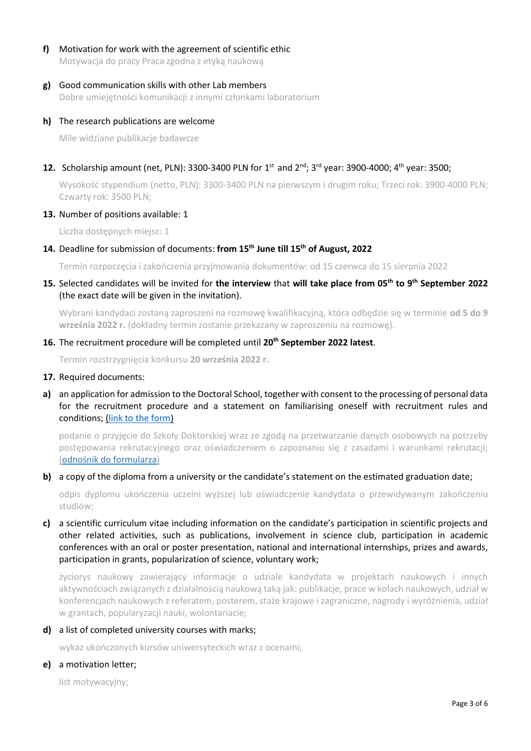**f)** Motivation for work with the agreement of scientific ethic

Motywacja do pracy Praca zgodna z etyką naukową

**g)** Good communication skills with other Lab members

Dobre umiejętności komunikacji z innymi członkami laboratorium

**h)** The research publications are welcome

Mile widziane publikacje badawcze

**12.** Scholarship amount (net, PLN): 3300-3400 PLN for 1st and 2nd; 3rd year: 3900-4000; 4th year: 3500;

Wysokość stypendium (netto, PLN): 3300-3400 PLN na pierwszym i drugim roku; Trzeci rok: 3900-4000 PLN; Czwarty rok: 3500 PLN;

**13.** Number of positions available: 1

Liczba dostępnych miejsc: 1

**14.** Deadline for submission of documents: **from 15th June till 15th of August, 2022**

Termin rozpoczęcia i zakończenia przyjmowania dokumentów: od 15 czerwca do 15 sierpnia 2022

**15.** Selected candidates will be invited for **the interview** that **will take place from 05th to 9th September 2022** (the exact date will be given in the invitation).

Wybrani kandydaci zostaną zaproszeni na rozmowę kwalifikacyjną, która odbędzie się w terminie **od 5 do 9 września 2022 r.** (dokładny termin zostanie przekazany w zaproszeniu na rozmowę).

**16.** The recruitment procedure will be completed until **20th September 2022 latest**.

Termin rozstrzygnięcia konkursu **20 września 2022 r.**

**17.** Required documents:

**a)** an application for admission to the Doctoral School, together with consent to the processing of personal data for the recruitment procedure and a statement on familiarising oneself with recruitment rules and conditions; (link to the form)

podanie o przyjęcie do Szkoły Doktorskiej wraz ze zgodą na przetwarzanie danych osobowych na potrzeby postępowania rekrutacyjnego oraz oświadczeniem o zapoznaniu się z zasadami i warunkami rekrutacji; (odnośnik do formularza)

**b)** a copy of the diploma from a university or the candidate's statement on the estimated graduation date;

odpis dyplomu ukończenia uczelni wyższej lub oświadczenie kandydata o przewidywanym zakończeniu studiów;

**c)** a scientific curriculum vitae including information on the candidate's participation in scientific projects and other related activities, such as publications, involvement in science club, participation in academic conferences with an oral or poster presentation, national and international internships, prizes and awards, participation in grants, popularization of science, voluntary work;

życiorys naukowy zawierający informacje o udziale kandydata w projektach naukowych i innych aktywnościach związanych z działalnością naukową taką jak: publikacje, prace w kołach naukowych, udział w konferencjach naukowych z referatem, posterem, staże krajowe i zagraniczne, nagrody i wyróżnienia, udział w grantach, popularyzacji nauki, wolontariacie;

**d)** a list of completed university courses with marks;

wykaz ukończonych kursów uniwersyteckich wraz z ocenami;

**e)** a motivation letter;

list motywacyjny;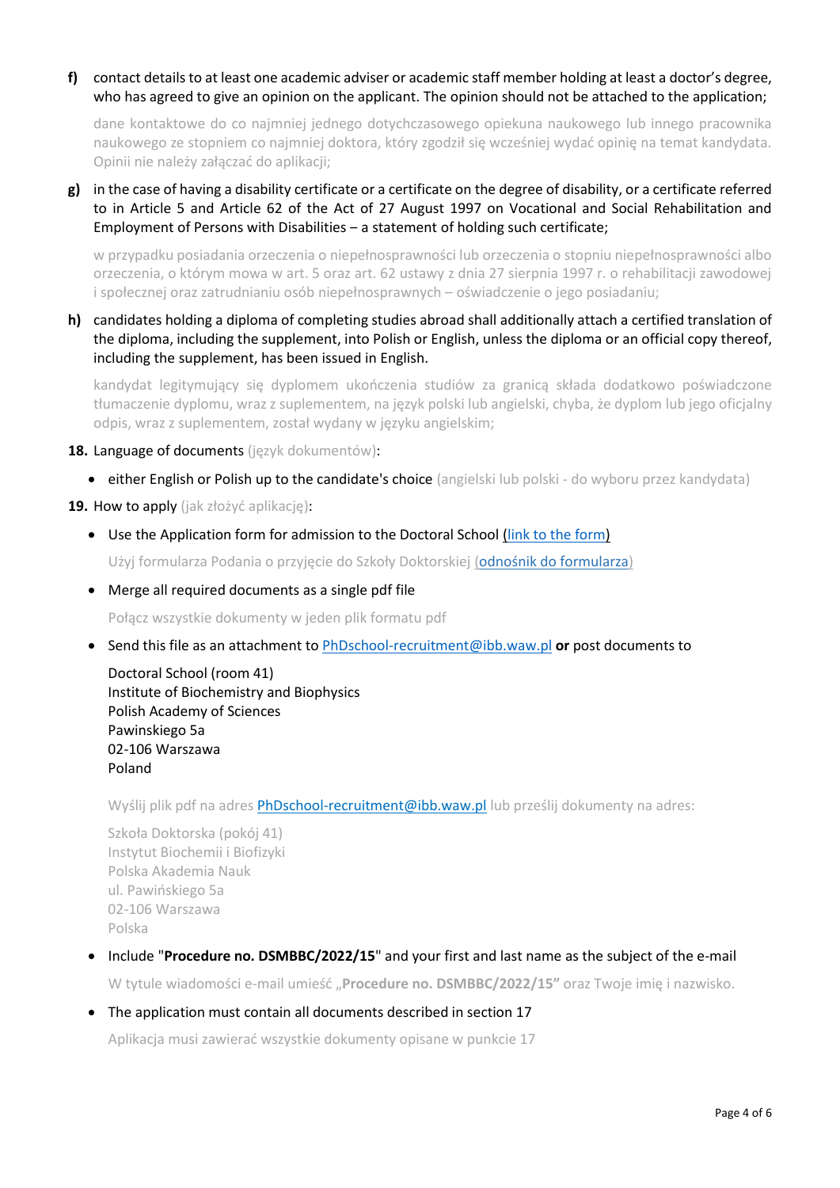**f)** contact details to at least one academic adviser or academic staff member holding at least a doctor's degree, who has agreed to give an opinion on the applicant. The opinion should not be attached to the application;

dane kontaktowe do co najmniej jednego dotychczasowego opiekuna naukowego lub innego pracownika naukowego ze stopniem co najmniej doktora, który zgodził się wcześniej wydać opinię na temat kandydata. Opinii nie należy załączać do aplikacji;

**g)** in the case of having a disability certificate or a certificate on the degree of disability, or a certificate referred to in Article 5 and Article 62 of the Act of 27 August 1997 on Vocational and Social Rehabilitation and Employment of Persons with Disabilities – a statement of holding such certificate;

w przypadku posiadania orzeczenia o niepełnosprawności lub orzeczenia o stopniu niepełnosprawności albo orzeczenia, o którym mowa w art. 5 oraz art. 62 ustawy z dnia 27 sierpnia 1997 r. o rehabilitacji zawodowej i społecznej oraz zatrudnianiu osób niepełnosprawnych – oświadczenie o jego posiadaniu;

**h)** candidates holding a diploma of completing studies abroad shall additionally attach a certified translation of the diploma, including the supplement, into Polish or English, unless the diploma or an official copy thereof, including the supplement, has been issued in English.

kandydat legitymujący się dyplomem ukończenia studiów za granicą składa dodatkowo poświadczone tłumaczenie dyplomu, wraz z suplementem, na język polski lub angielski, chyba, że dyplom lub jego oficjalny odpis, wraz z suplementem, został wydany w języku angielskim;

**18.** Language of documents (język dokumentów):

- either English or Polish up to the candidate's choice (angielski lub polski - do wyboru przez kandydata)

**19.** How to apply (jak złożyć aplikację):

- Use the Application form for admission to the Doctoral School (link to the form)

  Użyj formularza Podania o przyjęcie do Szkoły Doktorskiej (odnośnik do formularza)

- Merge all required documents as a single pdf file

  Połącz wszystkie dokumenty w jeden plik formatu pdf

- Send this file as an attachment to PhDschool-recruitment@ibb.waw.pl **or** post documents to

  Doctoral School (room 41)
  Institute of Biochemistry and Biophysics
  Polish Academy of Sciences
  Pawinskiego 5a
  02-106 Warszawa
  Poland

  Wyślij plik pdf na adres PhDschool-recruitment@ibb.waw.pl lub prześlij dokumenty na adres:

  Szkoła Doktorska (pokój 41)
  Instytut Biochemii i Biofizyki
  Polska Akademia Nauk
  ul. Pawińskiego 5a
  02-106 Warszawa
  Polska

- Include "**Procedure no. DSMBBC/2022/15**" and your first and last name as the subject of the e-mail

  W tytule wiadomości e-mail umieść „**Procedure no. DSMBBC/2022/15"** oraz Twoje imię i nazwisko.

- The application must contain all documents described in section 17

  Aplikacja musi zawierać wszystkie dokumenty opisane w punkcie 17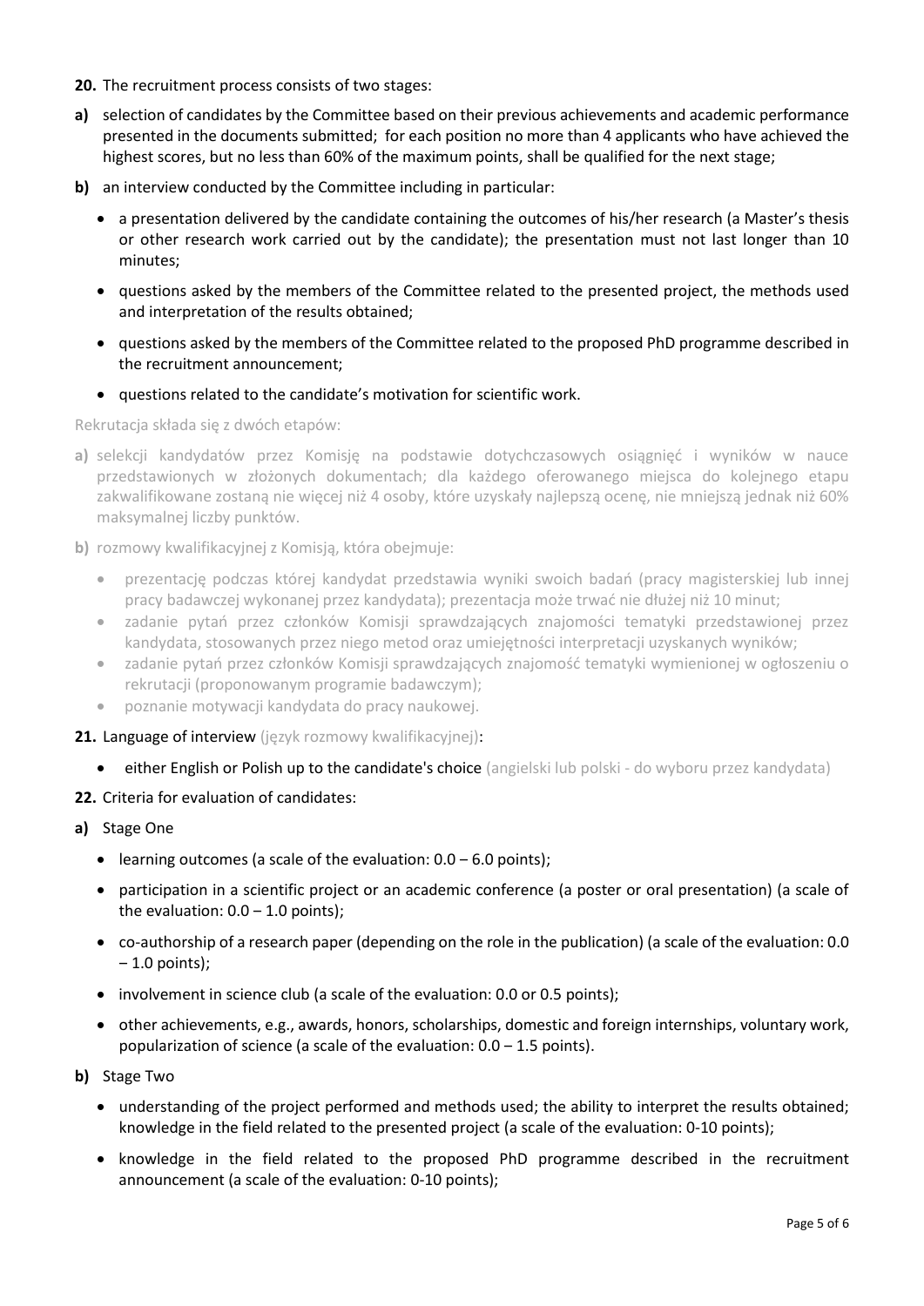**20.** The recruitment process consists of two stages:

**a)** selection of candidates by the Committee based on their previous achievements and academic performance presented in the documents submitted; for each position no more than 4 applicants who have achieved the highest scores, but no less than 60% of the maximum points, shall be qualified for the next stage;

**b)** an interview conducted by the Committee including in particular:

- a presentation delivered by the candidate containing the outcomes of his/her research (a Master's thesis or other research work carried out by the candidate); the presentation must not last longer than 10 minutes;
- questions asked by the members of the Committee related to the presented project, the methods used and interpretation of the results obtained;
- questions asked by the members of the Committee related to the proposed PhD programme described in the recruitment announcement;
- questions related to the candidate's motivation for scientific work.

Rekrutacja składa się z dwóch etapów:

**a)** selekcji kandydatów przez Komisję na podstawie dotychczasowych osiągnięć i wyników w nauce przedstawionych w złożonych dokumentach; dla każdego oferowanego miejsca do kolejnego etapu zakwalifikowane zostaną nie więcej niż 4 osoby, które uzyskały najlepszą ocenę, nie mniejszą jednak niż 60% maksymalnej liczby punktów.

**b)** rozmowy kwalifikacyjnej z Komisją, która obejmuje:

- prezentację podczas której kandydat przedstawia wyniki swoich badań (pracy magisterskiej lub innej pracy badawczej wykonanej przez kandydata); prezentacja może trwać nie dłużej niż 10 minut;
- zadanie pytań przez członków Komisji sprawdzających znajomości tematyki przedstawionej przez kandydata, stosowanych przez niego metod oraz umiejętności interpretacji uzyskanych wyników;
- zadanie pytań przez członków Komisji sprawdzających znajomość tematyki wymienionej w ogłoszeniu o rekrutacji (proponowanym programie badawczym);
- poznanie motywacji kandydata do pracy naukowej.

**21.** Language of interview (język rozmowy kwalifikacyjnej):

- either English or Polish up to the candidate's choice (angielski lub polski - do wyboru przez kandydata)

**22.** Criteria for evaluation of candidates:

**a)** Stage One

- learning outcomes (a scale of the evaluation: 0.0 – 6.0 points);
- participation in a scientific project or an academic conference (a poster or oral presentation) (a scale of the evaluation: 0.0 – 1.0 points);
- co-authorship of a research paper (depending on the role in the publication) (a scale of the evaluation: 0.0 – 1.0 points);
- involvement in science club (a scale of the evaluation: 0.0 or 0.5 points);
- other achievements, e.g., awards, honors, scholarships, domestic and foreign internships, voluntary work, popularization of science (a scale of the evaluation: 0.0 – 1.5 points).

**b)** Stage Two

- understanding of the project performed and methods used; the ability to interpret the results obtained; knowledge in the field related to the presented project (a scale of the evaluation: 0-10 points);
- knowledge in the field related to the proposed PhD programme described in the recruitment announcement (a scale of the evaluation: 0-10 points);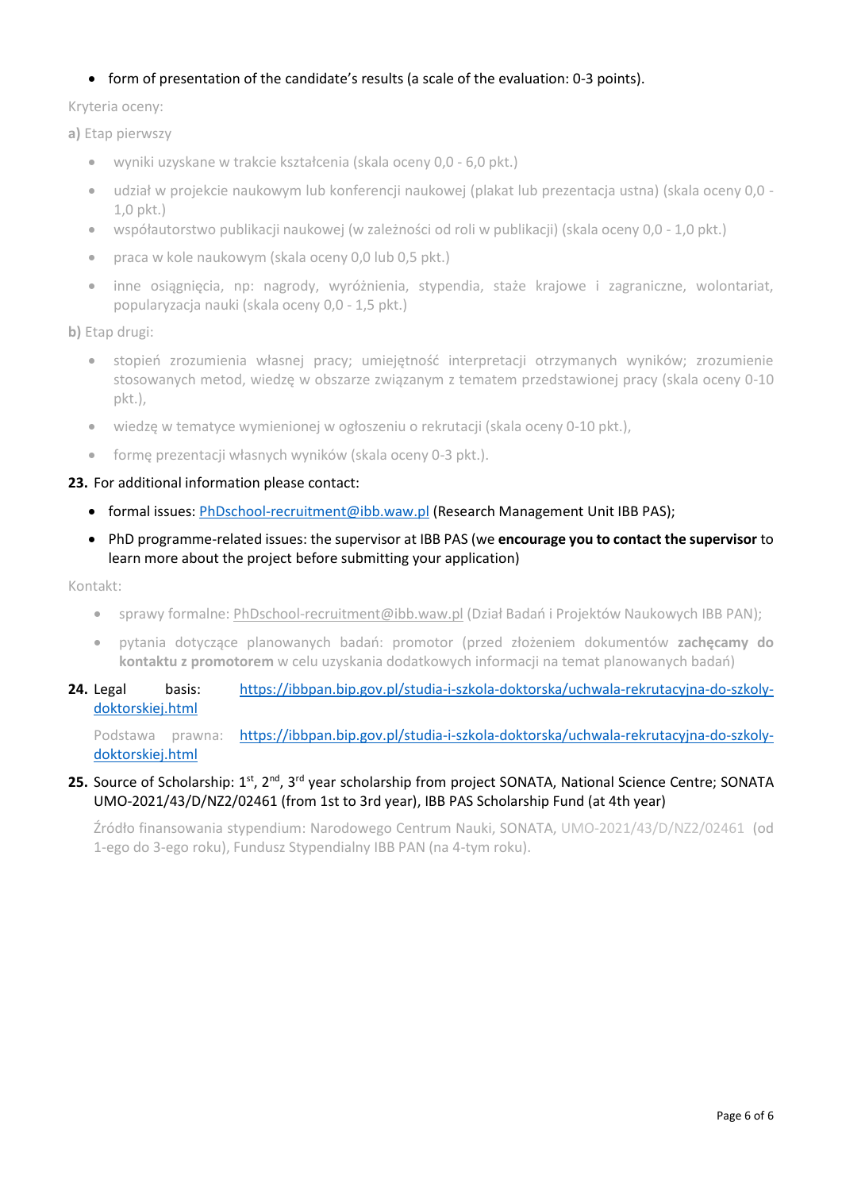- form of presentation of the candidate's results (a scale of the evaluation: 0-3 points).

Kryteria oceny:

**a)** Etap pierwszy

- wyniki uzyskane w trakcie kształcenia (skala oceny 0,0 - 6,0 pkt.)
- udział w projekcie naukowym lub konferencji naukowej (plakat lub prezentacja ustna) (skala oceny 0,0 - 1,0 pkt.)
- współautorstwo publikacji naukowej (w zależności od roli w publikacji) (skala oceny 0,0 - 1,0 pkt.)
- praca w kole naukowym (skala oceny 0,0 lub 0,5 pkt.)
- inne osiągnięcia, np: nagrody, wyróżnienia, stypendia, staże krajowe i zagraniczne, wolontariat, popularyzacja nauki (skala oceny 0,0 - 1,5 pkt.)

**b)** Etap drugi:

- stopień zrozumienia własnej pracy; umiejętność interpretacji otrzymanych wyników; zrozumienie stosowanych metod, wiedzę w obszarze związanym z tematem przedstawionej pracy (skala oceny 0-10 pkt.),
- wiedzę w tematyce wymienionej w ogłoszeniu o rekrutacji (skala oceny 0-10 pkt.),
- formę prezentacji własnych wyników (skala oceny 0-3 pkt.).

**23.** For additional information please contact:

- formal issues: PhDschool-recruitment@ibb.waw.pl (Research Management Unit IBB PAS);
- PhD programme-related issues: the supervisor at IBB PAS (we **encourage you to contact the supervisor** to learn more about the project before submitting your application)

Kontakt:

- sprawy formalne: PhDschool-recruitment@ibb.waw.pl (Dział Badań i Projektów Naukowych IBB PAN);
- pytania dotyczące planowanych badań: promotor (przed złożeniem dokumentów **zachęcamy do kontaktu z promotorem** w celu uzyskania dodatkowych informacji na temat planowanych badań)

**24.** Legal basis: https://ibbpan.bip.gov.pl/studia-i-szkola-doktorska/uchwala-rekrutacyjna-do-szkoly-doktorskiej.html

Podstawa prawna: https://ibbpan.bip.gov.pl/studia-i-szkola-doktorska/uchwala-rekrutacyjna-do-szkoly-doktorskiej.html

**25.** Source of Scholarship: 1st, 2nd, 3rd year scholarship from project SONATA, National Science Centre; SONATA UMO-2021/43/D/NZ2/02461 (from 1st to 3rd year), IBB PAS Scholarship Fund (at 4th year)

Źródło finansowania stypendium: Narodowego Centrum Nauki, SONATA, UMO-2021/43/D/NZ2/02461 (od 1-ego do 3-ego roku), Fundusz Stypendialny IBB PAN (na 4-tym roku).